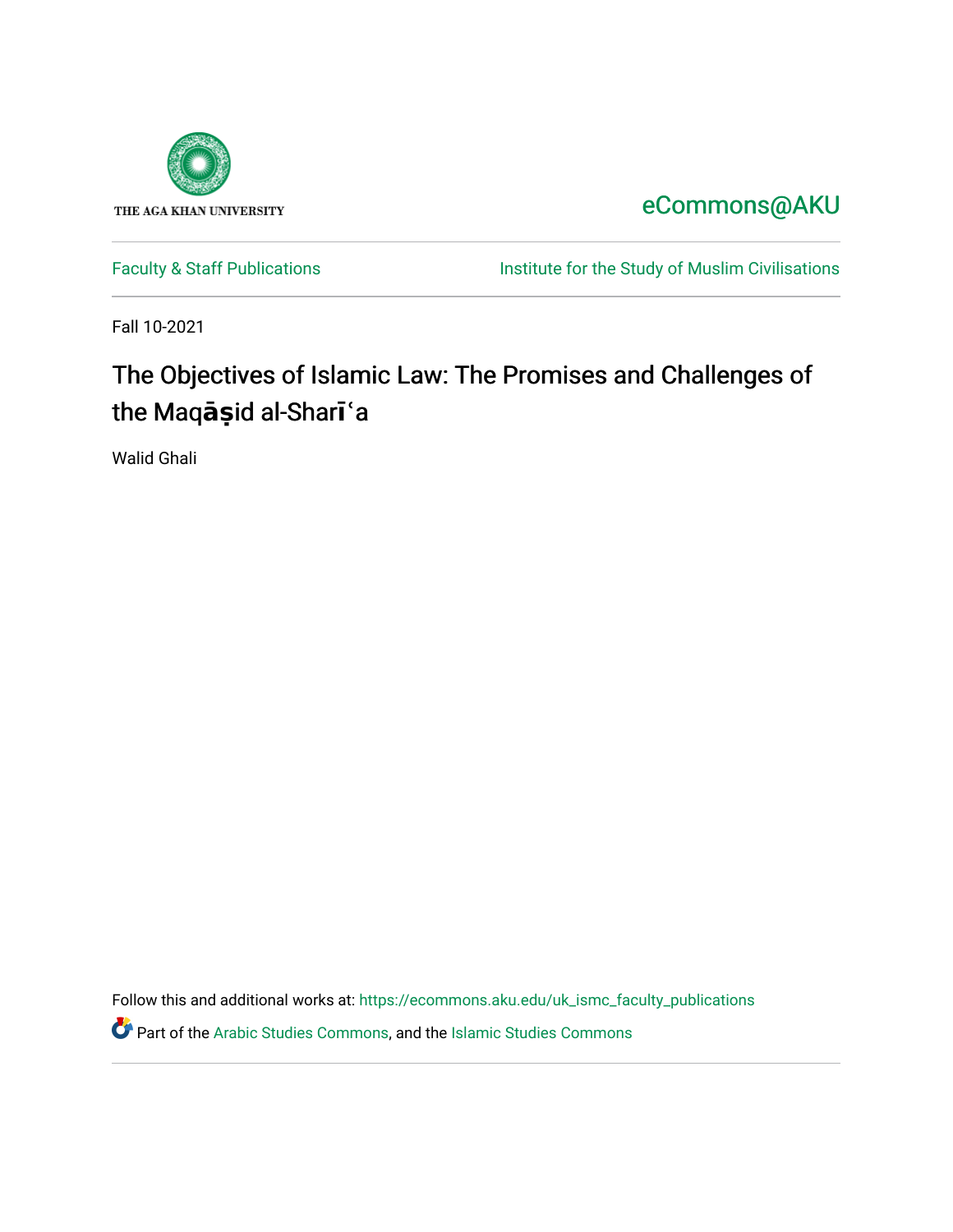THE AGA KHAN UNIVERSITY

eCommons@AKU

Faculty & Staff Publications

Institute for the Study of Muslim Civilisations

Fall 10-2021

# The Objectives of Islamic Law: The Promises and Challenges of the Maqāṣid al-Sharīʿa

Walid Ghali

Follow this and additional works at: https://ecommons.aku.edu/uk_ismc_faculty_publications

Part of the Arabic Studies Commons, and the Islamic Studies Commons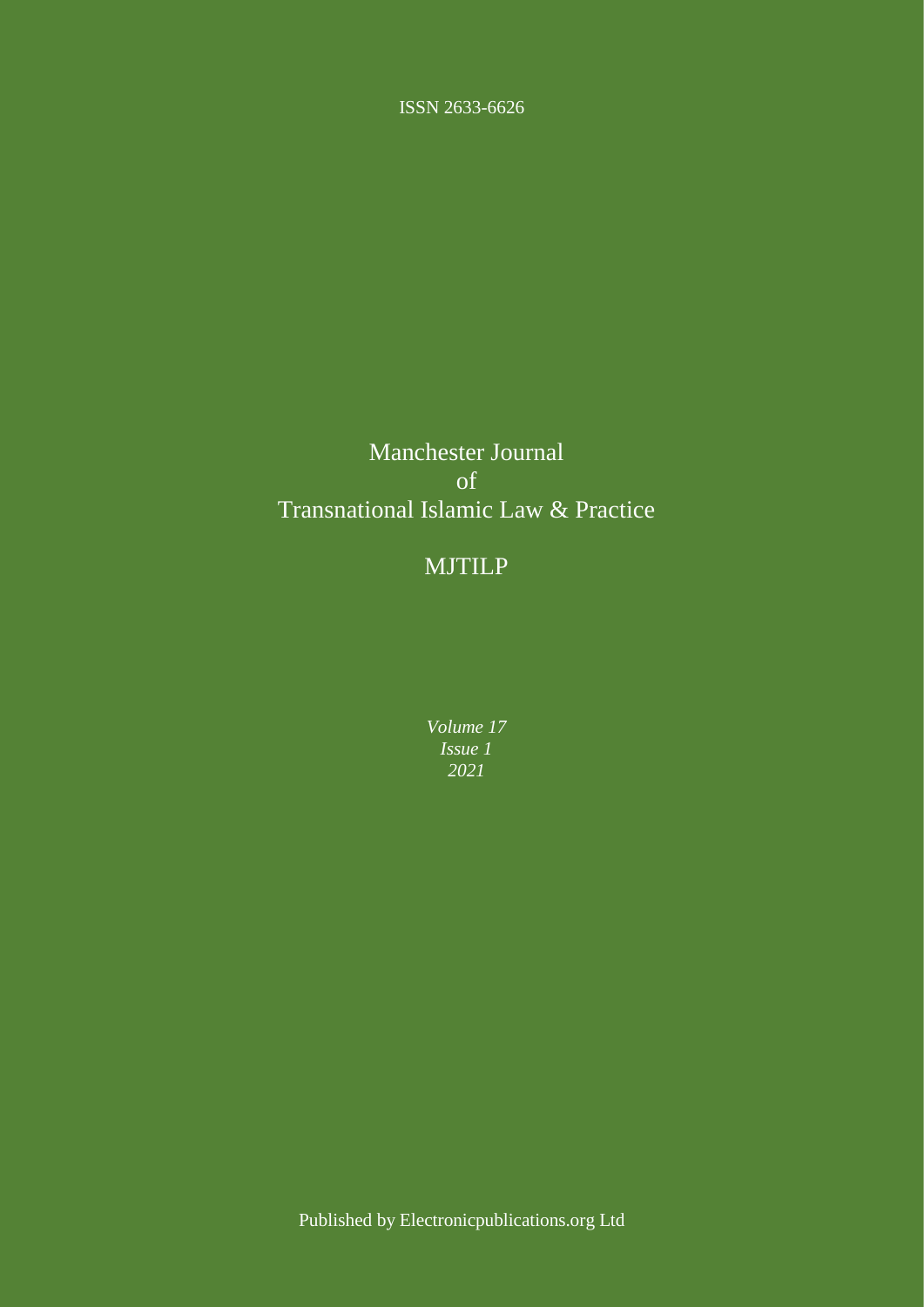ISSN 2633-6626

# Manchester Journal of Transnational Islamic Law & Practice

## MJTILP

*Volume 17*
*Issue 1*
*2021*

Published by Electronicpublications.org Ltd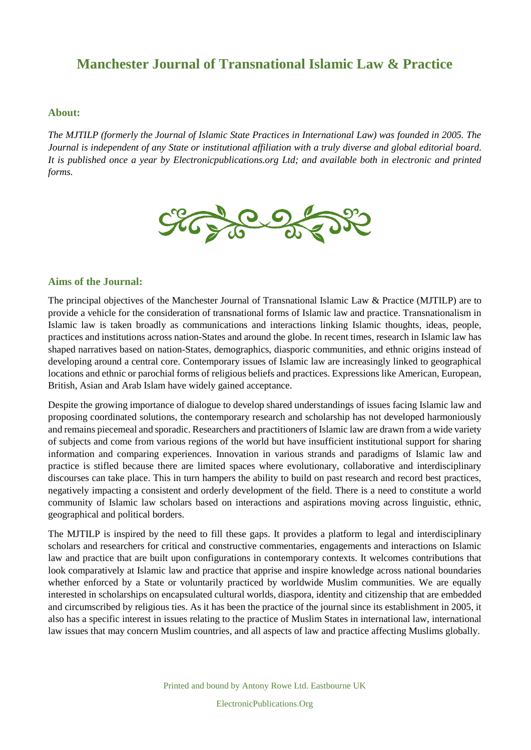# Manchester Journal of Transnational Islamic Law & Practice

## About:

*The MJTILP (formerly the Journal of Islamic State Practices in International Law) was founded in 2005. The Journal is independent of any State or institutional affiliation with a truly diverse and global editorial board. It is published once a year by Electronicpublications.org Ltd; and available both in electronic and printed forms.*

## Aims of the Journal:

The principal objectives of the Manchester Journal of Transnational Islamic Law & Practice (MJTILP) are to provide a vehicle for the consideration of transnational forms of Islamic law and practice. Transnationalism in Islamic law is taken broadly as communications and interactions linking Islamic thoughts, ideas, people, practices and institutions across nation-States and around the globe. In recent times, research in Islamic law has shaped narratives based on nation-States, demographics, diasporic communities, and ethnic origins instead of developing around a central core. Contemporary issues of Islamic law are increasingly linked to geographical locations and ethnic or parochial forms of religious beliefs and practices. Expressions like American, European, British, Asian and Arab Islam have widely gained acceptance.

Despite the growing importance of dialogue to develop shared understandings of issues facing Islamic law and proposing coordinated solutions, the contemporary research and scholarship has not developed harmoniously and remains piecemeal and sporadic. Researchers and practitioners of Islamic law are drawn from a wide variety of subjects and come from various regions of the world but have insufficient institutional support for sharing information and comparing experiences. Innovation in various strands and paradigms of Islamic law and practice is stifled because there are limited spaces where evolutionary, collaborative and interdisciplinary discourses can take place. This in turn hampers the ability to build on past research and record best practices, negatively impacting a consistent and orderly development of the field. There is a need to constitute a world community of Islamic law scholars based on interactions and aspirations moving across linguistic, ethnic, geographical and political borders.

The MJTILP is inspired by the need to fill these gaps. It provides a platform to legal and interdisciplinary scholars and researchers for critical and constructive commentaries, engagements and interactions on Islamic law and practice that are built upon configurations in contemporary contexts. It welcomes contributions that look comparatively at Islamic law and practice that apprise and inspire knowledge across national boundaries whether enforced by a State or voluntarily practiced by worldwide Muslim communities. We are equally interested in scholarships on encapsulated cultural worlds, diaspora, identity and citizenship that are embedded and circumscribed by religious ties. As it has been the practice of the journal since its establishment in 2005, it also has a specific interest in issues relating to the practice of Muslim States in international law, international law issues that may concern Muslim countries, and all aspects of law and practice affecting Muslims globally.

Printed and bound by Antony Rowe Ltd. Eastbourne UK

ElectronicPublications.Org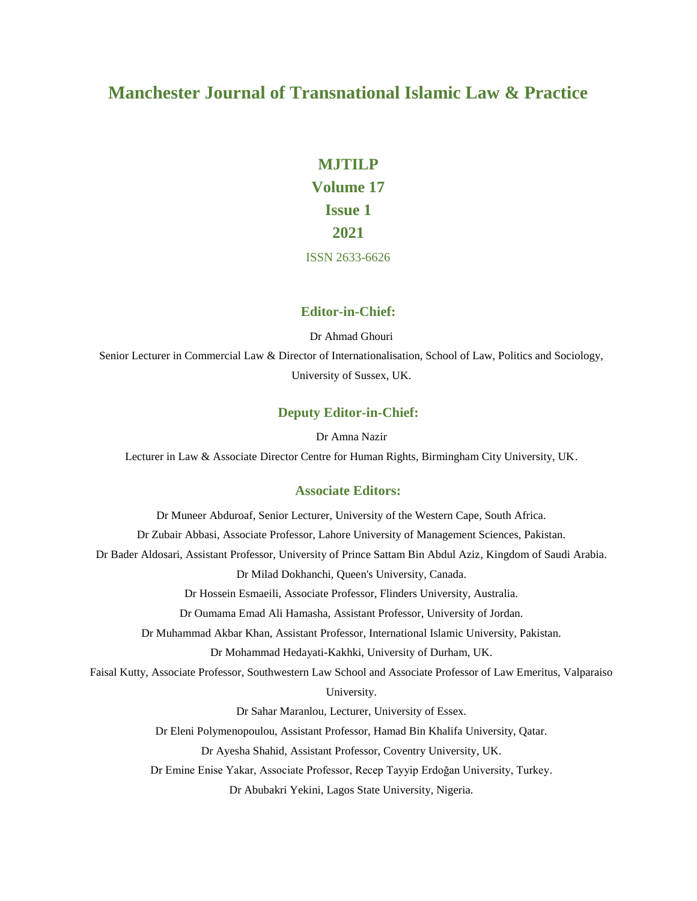# Manchester Journal of Transnational Islamic Law & Practice

## MJTILP
## Volume 17
## Issue 1
## 2021

ISSN 2633-6626

### Editor-in-Chief:

Dr Ahmad Ghouri

Senior Lecturer in Commercial Law & Director of Internationalisation, School of Law, Politics and Sociology, University of Sussex, UK.

### Deputy Editor-in-Chief:

Dr Amna Nazir

Lecturer in Law & Associate Director Centre for Human Rights, Birmingham City University, UK.

### Associate Editors:

Dr Muneer Abduroaf, Senior Lecturer, University of the Western Cape, South Africa.

Dr Zubair Abbasi, Associate Professor, Lahore University of Management Sciences, Pakistan.

Dr Bader Aldosari, Assistant Professor, University of Prince Sattam Bin Abdul Aziz, Kingdom of Saudi Arabia.

Dr Milad Dokhanchi, Queen's University, Canada.

Dr Hossein Esmaeili, Associate Professor, Flinders University, Australia.

Dr Oumama Emad Ali Hamasha, Assistant Professor, University of Jordan.

Dr Muhammad Akbar Khan, Assistant Professor, International Islamic University, Pakistan.

Dr Mohammad Hedayati-Kakhki, University of Durham, UK.

Faisal Kutty, Associate Professor, Southwestern Law School and Associate Professor of Law Emeritus, Valparaiso University.

Dr Sahar Maranlou, Lecturer, University of Essex.

Dr Eleni Polymenopoulou, Assistant Professor, Hamad Bin Khalifa University, Qatar.

Dr Ayesha Shahid, Assistant Professor, Coventry University, UK.

Dr Emine Enise Yakar, Associate Professor, Recep Tayyip Erdoğan University, Turkey.

Dr Abubakri Yekini, Lagos State University, Nigeria.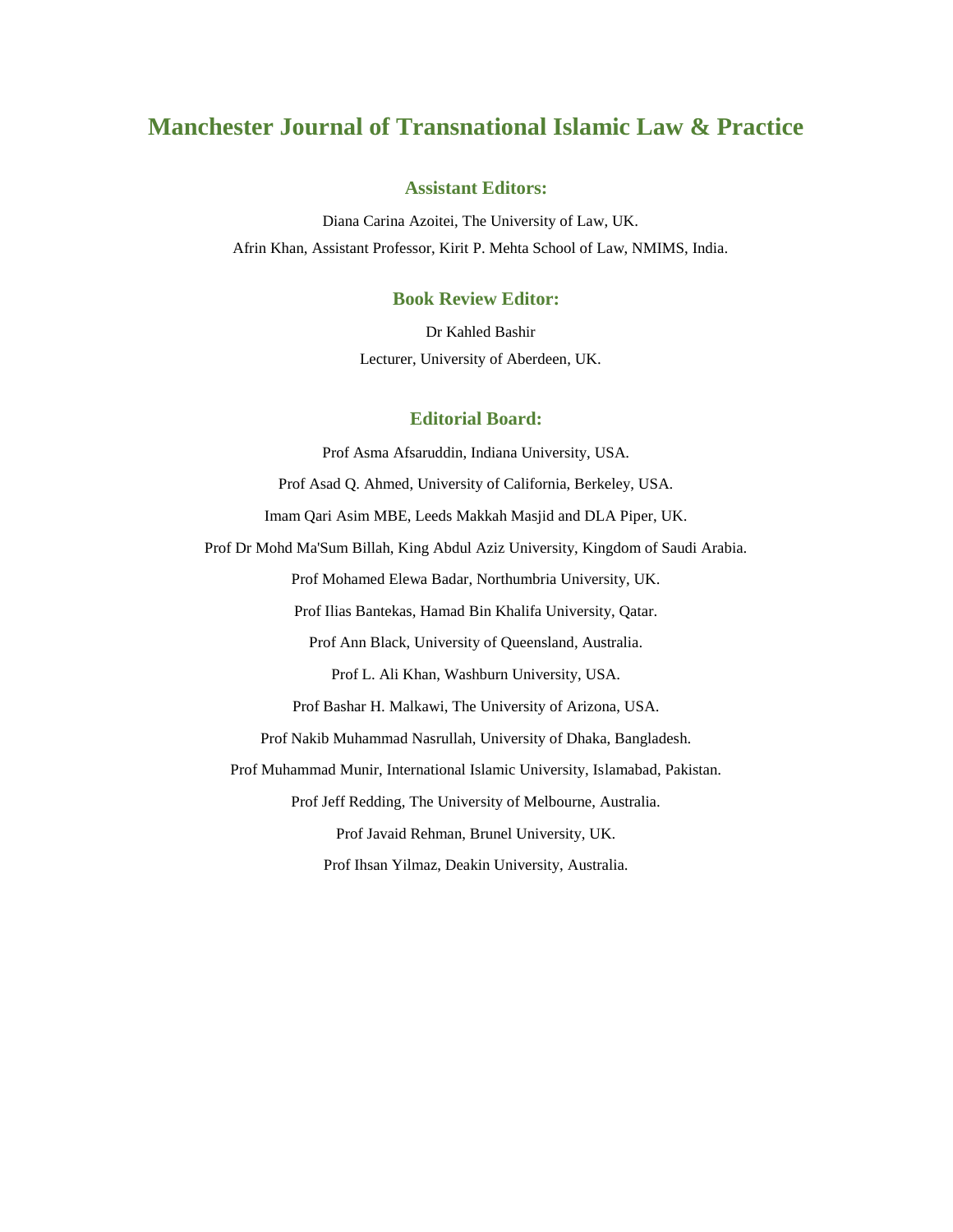# Manchester Journal of Transnational Islamic Law & Practice

## Assistant Editors:

Diana Carina Azoitei, The University of Law, UK.

Afrin Khan, Assistant Professor, Kirit P. Mehta School of Law, NMIMS, India.

## Book Review Editor:

Dr Kahled Bashir

Lecturer, University of Aberdeen, UK.

## Editorial Board:

Prof Asma Afsaruddin, Indiana University, USA.

Prof Asad Q. Ahmed, University of California, Berkeley, USA.

Imam Qari Asim MBE, Leeds Makkah Masjid and DLA Piper, UK.

Prof Dr Mohd Ma'Sum Billah, King Abdul Aziz University, Kingdom of Saudi Arabia.

Prof Mohamed Elewa Badar, Northumbria University, UK.

Prof Ilias Bantekas, Hamad Bin Khalifa University, Qatar.

Prof Ann Black, University of Queensland, Australia.

Prof L. Ali Khan, Washburn University, USA.

Prof Bashar H. Malkawi, The University of Arizona, USA.

Prof Nakib Muhammad Nasrullah, University of Dhaka, Bangladesh.

Prof Muhammad Munir, International Islamic University, Islamabad, Pakistan.

Prof Jeff Redding, The University of Melbourne, Australia.

Prof Javaid Rehman, Brunel University, UK.

Prof Ihsan Yilmaz, Deakin University, Australia.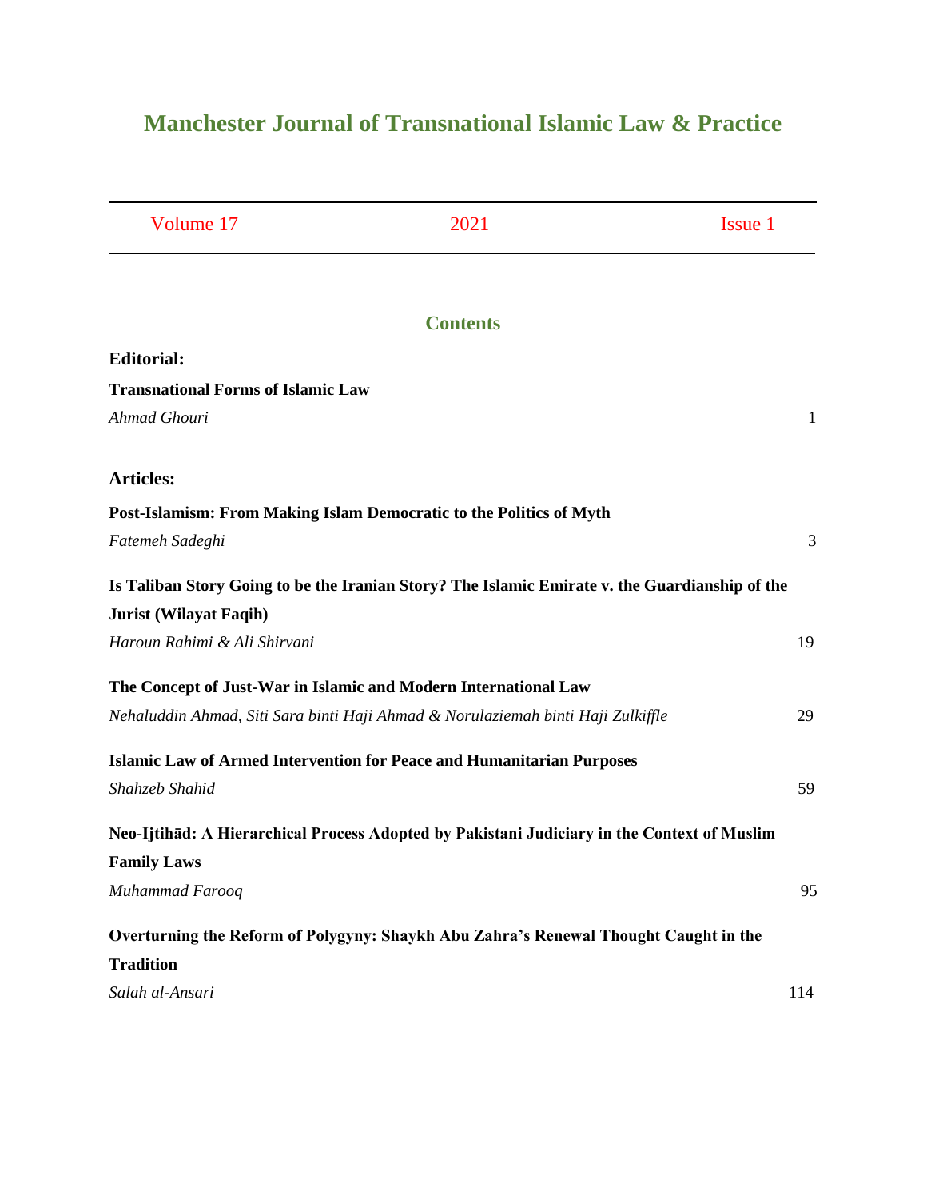# Manchester Journal of Transnational Islamic Law & Practice

| Volume 17 | 2021 | Issue 1 |
|---|---|---|

## Contents

**Editorial:**

**Transnational Forms of Islamic Law**
*Ahmad Ghouri* 1

**Articles:**

**Post-Islamism: From Making Islam Democratic to the Politics of Myth**
*Fatemeh Sadeghi* 3

**Is Taliban Story Going to be the Iranian Story? The Islamic Emirate v. the Guardianship of the Jurist (Wilayat Faqih)**
*Haroun Rahimi & Ali Shirvani* 19

**The Concept of Just-War in Islamic and Modern International Law**
*Nehaluddin Ahmad, Siti Sara binti Haji Ahmad & Norulaziemah binti Haji Zulkiffle* 29

**Islamic Law of Armed Intervention for Peace and Humanitarian Purposes**
*Shahzeb Shahid* 59

**Neo-Ijtihād: A Hierarchical Process Adopted by Pakistani Judiciary in the Context of Muslim Family Laws**
*Muhammad Farooq* 95

**Overturning the Reform of Polygyny: Shaykh Abu Zahra's Renewal Thought Caught in the Tradition**
*Salah al-Ansari* 114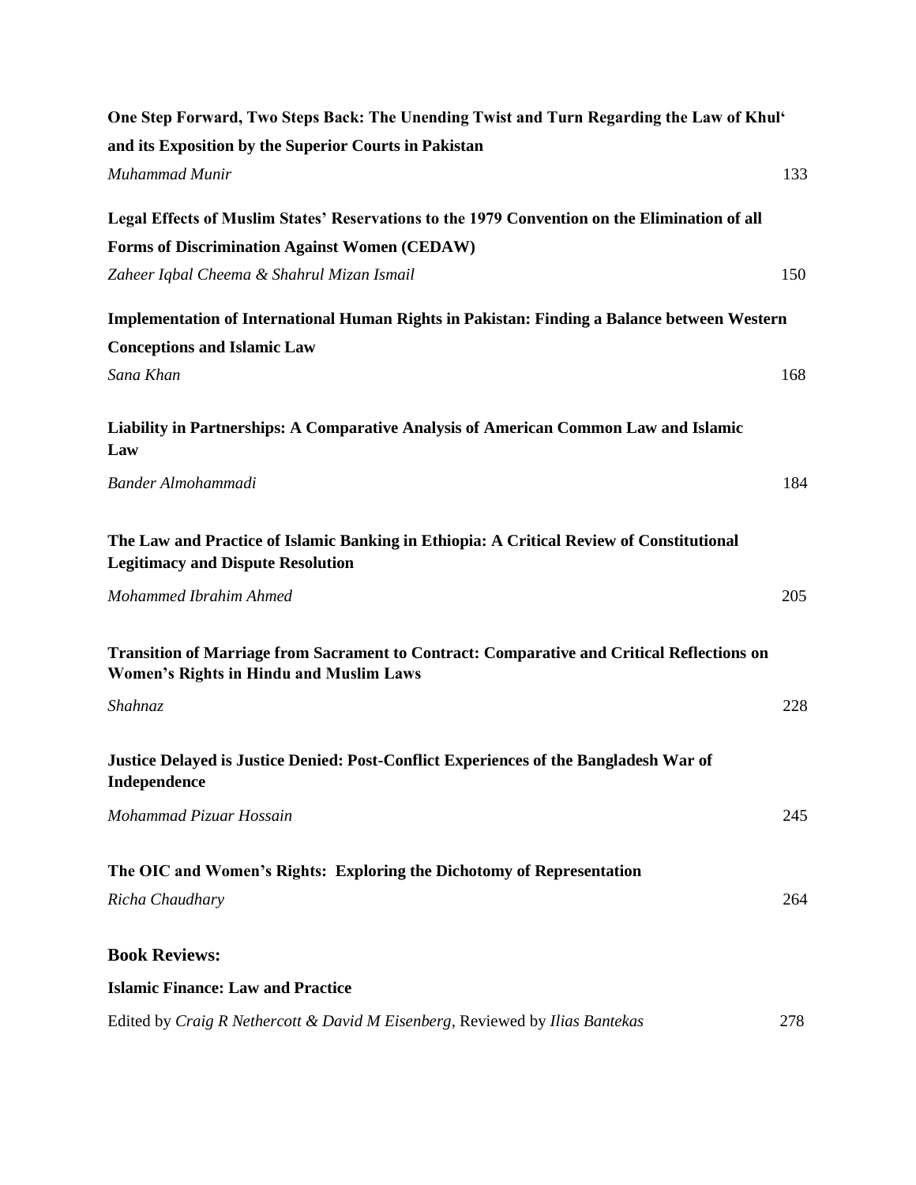**One Step Forward, Two Steps Back: The Unending Twist and Turn Regarding the Law of Khul' and its Exposition by the Superior Courts in Pakistan**

*Muhammad Munir* 133

**Legal Effects of Muslim States' Reservations to the 1979 Convention on the Elimination of all Forms of Discrimination Against Women (CEDAW)**

*Zaheer Iqbal Cheema & Shahrul Mizan Ismail* 150

**Implementation of International Human Rights in Pakistan: Finding a Balance between Western Conceptions and Islamic Law**

*Sana Khan* 168

**Liability in Partnerships: A Comparative Analysis of American Common Law and Islamic Law**

*Bander Almohammadi* 184

**The Law and Practice of Islamic Banking in Ethiopia: A Critical Review of Constitutional Legitimacy and Dispute Resolution**

*Mohammed Ibrahim Ahmed* 205

**Transition of Marriage from Sacrament to Contract: Comparative and Critical Reflections on Women's Rights in Hindu and Muslim Laws**

*Shahnaz* 228

**Justice Delayed is Justice Denied: Post-Conflict Experiences of the Bangladesh War of Independence**

*Mohammad Pizuar Hossain* 245

**The OIC and Women's Rights: Exploring the Dichotomy of Representation**

*Richa Chaudhary* 264

## Book Reviews:

**Islamic Finance: Law and Practice**

Edited by *Craig R Nethercott & David M Eisenberg*, Reviewed by *Ilias Bantekas* 278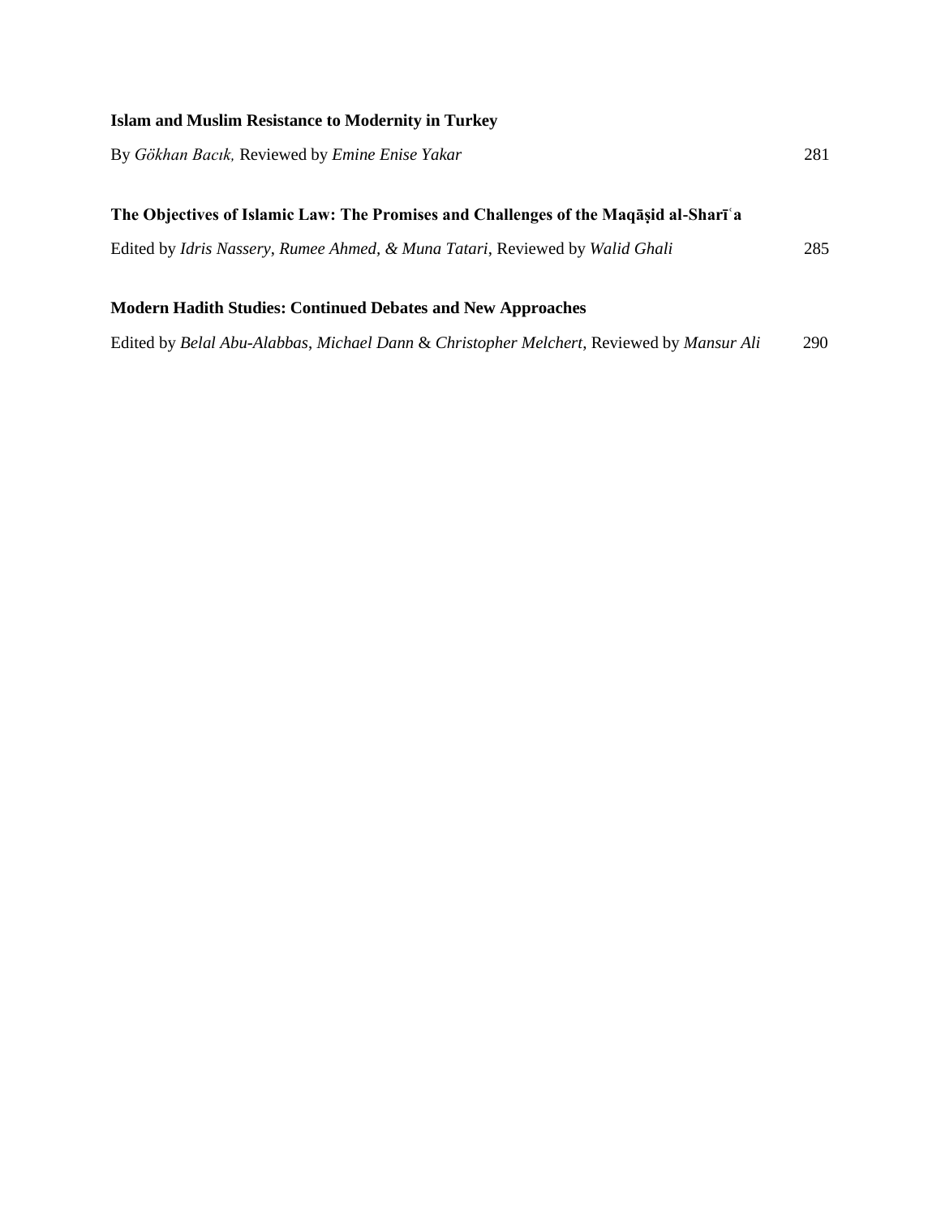**Islam and Muslim Resistance to Modernity in Turkey**

By *Gökhan Bacık,* Reviewed by *Emine Enise Yakar* 281

**The Objectives of Islamic Law: The Promises and Challenges of the Maqāṣid al-Sharīʿa**

Edited by *Idris Nassery, Rumee Ahmed, & Muna Tatari*, Reviewed by *Walid Ghali* 285

**Modern Hadith Studies: Continued Debates and New Approaches**

Edited by *Belal Abu-Alabbas*, *Michael Dann* & *Christopher Melchert*, Reviewed by *Mansur Ali* 290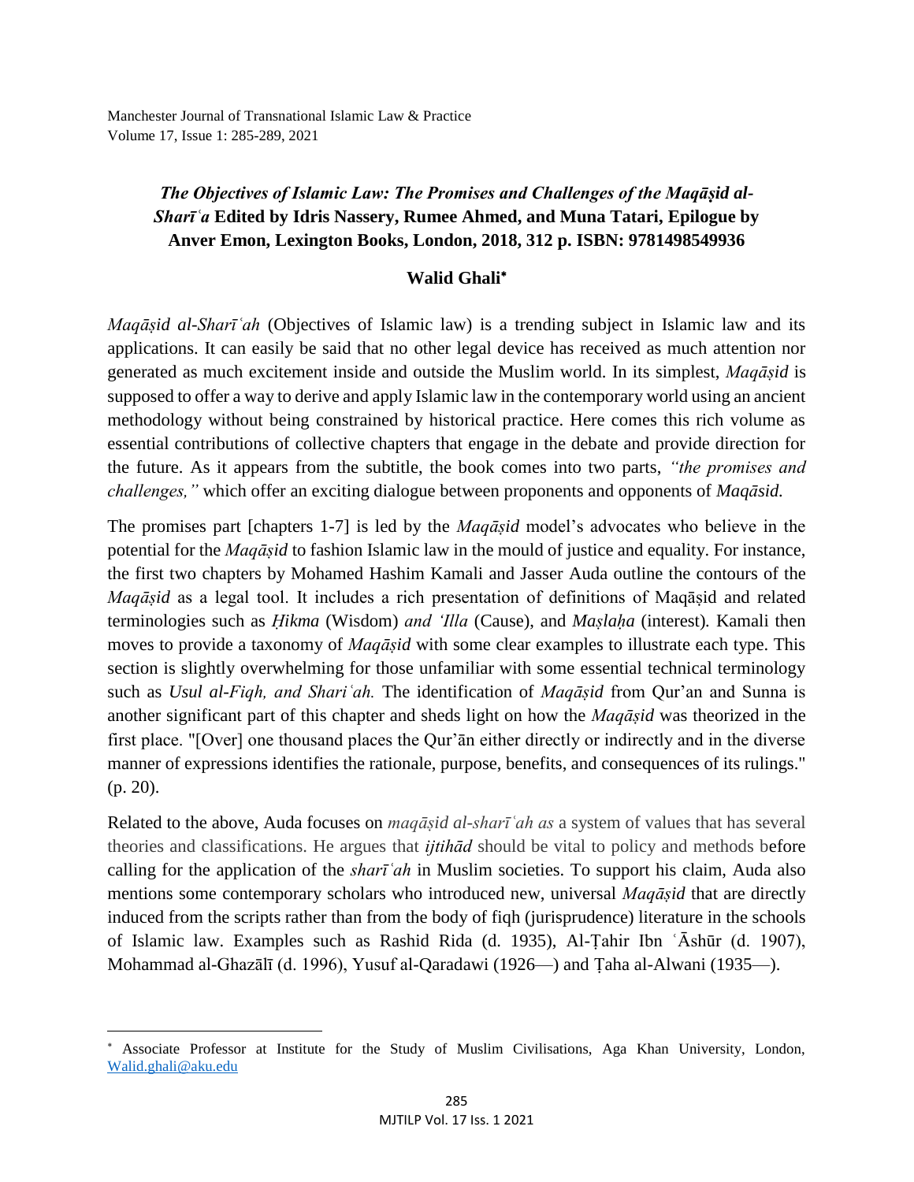### *The Objectives of Islamic Law: The Promises and Challenges of the Maqāṣid al-Sharīʿa* Edited by Idris Nassery, Rumee Ahmed, and Muna Tatari, Epilogue by Anver Emon, Lexington Books, London, 2018, 312 p. ISBN: 9781498549936

**Walid Ghali**[*]

*Maqāṣid al-Sharīʿah* (Objectives of Islamic law) is a trending subject in Islamic law and its applications. It can easily be said that no other legal device has received as much attention nor generated as much excitement inside and outside the Muslim world. In its simplest, *Maqāṣid* is supposed to offer a way to derive and apply Islamic law in the contemporary world using an ancient methodology without being constrained by historical practice. Here comes this rich volume as essential contributions of collective chapters that engage in the debate and provide direction for the future. As it appears from the subtitle, the book comes into two parts, *"the promises and challenges,"* which offer an exciting dialogue between proponents and opponents of *Maqāsid.*

The promises part [chapters 1-7] is led by the *Maqāṣid* model's advocates who believe in the potential for the *Maqāṣid* to fashion Islamic law in the mould of justice and equality. For instance, the first two chapters by Mohamed Hashim Kamali and Jasser Auda outline the contours of the *Maqāṣid* as a legal tool. It includes a rich presentation of definitions of Maqāṣid and related terminologies such as *Ḥikma* (Wisdom) *and ʿIlla* (Cause), and *Maṣlaḥa* (interest). Kamali then moves to provide a taxonomy of *Maqāṣid* with some clear examples to illustrate each type. This section is slightly overwhelming for those unfamiliar with some essential technical terminology such as *Usul al-Fiqh, and Shariʿah.* The identification of *Maqāṣid* from Qur'an and Sunna is another significant part of this chapter and sheds light on how the *Maqāṣid* was theorized in the first place. "[Over] one thousand places the Qur'ān either directly or indirectly and in the diverse manner of expressions identifies the rationale, purpose, benefits, and consequences of its rulings." (p. 20).

Related to the above, Auda focuses on *maqāṣid al-sharīʿah as* a system of values that has several theories and classifications. He argues that *ijtihād* should be vital to policy and methods before calling for the application of the *sharīʿah* in Muslim societies. To support his claim, Auda also mentions some contemporary scholars who introduced new, universal *Maqāṣid* that are directly induced from the scripts rather than from the body of fiqh (jurisprudence) literature in the schools of Islamic law. Examples such as Rashid Rida (d. 1935), Al-Ṭahir Ibn ʿĀshūr (d. 1907), Mohammad al-Ghazālī (d. 1996), Yusuf al-Qaradawi (1926—) and Ṭaha al-Alwani (1935—).

---

[*] Associate Professor at Institute for the Study of Muslim Civilisations, Aga Khan University, London, Walid.ghali@aku.edu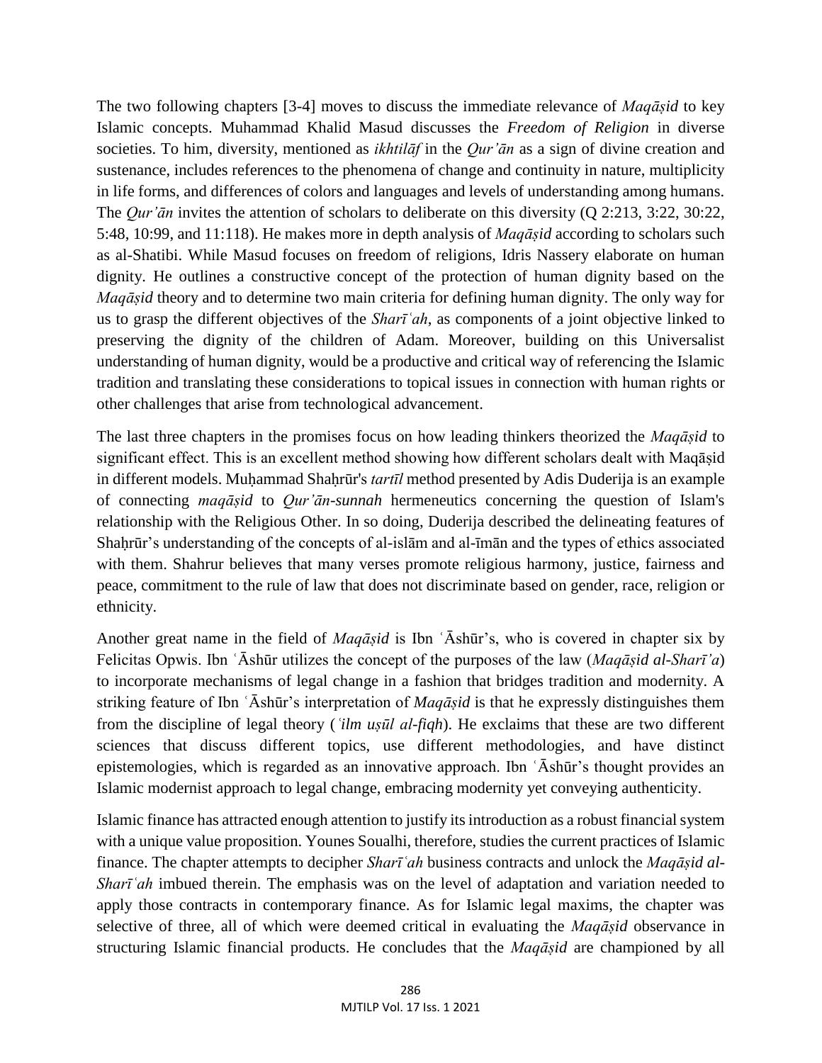The two following chapters [3-4] moves to discuss the immediate relevance of *Maqāṣid* to key Islamic concepts. Muhammad Khalid Masud discusses the *Freedom of Religion* in diverse societies. To him, diversity, mentioned as *ikhtilāf* in the *Qur'ān* as a sign of divine creation and sustenance, includes references to the phenomena of change and continuity in nature, multiplicity in life forms, and differences of colors and languages and levels of understanding among humans. The *Qur'ān* invites the attention of scholars to deliberate on this diversity (Q 2:213, 3:22, 30:22, 5:48, 10:99, and 11:118). He makes more in depth analysis of *Maqāṣid* according to scholars such as al-Shatibi. While Masud focuses on freedom of religions, Idris Nassery elaborate on human dignity. He outlines a constructive concept of the protection of human dignity based on the *Maqāṣid* theory and to determine two main criteria for defining human dignity. The only way for us to grasp the different objectives of the *Sharīʿah*, as components of a joint objective linked to preserving the dignity of the children of Adam. Moreover, building on this Universalist understanding of human dignity, would be a productive and critical way of referencing the Islamic tradition and translating these considerations to topical issues in connection with human rights or other challenges that arise from technological advancement.

The last three chapters in the promises focus on how leading thinkers theorized the *Maqāṣid* to significant effect. This is an excellent method showing how different scholars dealt with Maqāṣid in different models. Muḥammad Shaḥrūr's *tartīl* method presented by Adis Duderija is an example of connecting *maqāṣid* to *Qur'ān-sunnah* hermeneutics concerning the question of Islam's relationship with the Religious Other. In so doing, Duderija described the delineating features of Shaḥrūr's understanding of the concepts of al-islām and al-īmān and the types of ethics associated with them. Shahrur believes that many verses promote religious harmony, justice, fairness and peace, commitment to the rule of law that does not discriminate based on gender, race, religion or ethnicity.

Another great name in the field of *Maqāṣid* is Ibn ʿĀshūr's, who is covered in chapter six by Felicitas Opwis. Ibn ʿĀshūr utilizes the concept of the purposes of the law (*Maqāṣid al-Sharī'a*) to incorporate mechanisms of legal change in a fashion that bridges tradition and modernity. A striking feature of Ibn ʿĀshūr's interpretation of *Maqāṣid* is that he expressly distinguishes them from the discipline of legal theory (*ʿilm uṣūl al-fiqh*). He exclaims that these are two different sciences that discuss different topics, use different methodologies, and have distinct epistemologies, which is regarded as an innovative approach. Ibn ʿĀshūr's thought provides an Islamic modernist approach to legal change, embracing modernity yet conveying authenticity.

Islamic finance has attracted enough attention to justify its introduction as a robust financial system with a unique value proposition. Younes Soualhi, therefore, studies the current practices of Islamic finance. The chapter attempts to decipher *Sharīʿah* business contracts and unlock the *Maqāṣid al-Sharīʿah* imbued therein. The emphasis was on the level of adaptation and variation needed to apply those contracts in contemporary finance. As for Islamic legal maxims, the chapter was selective of three, all of which were deemed critical in evaluating the *Maqāṣid* observance in structuring Islamic financial products. He concludes that the *Maqāṣid* are championed by all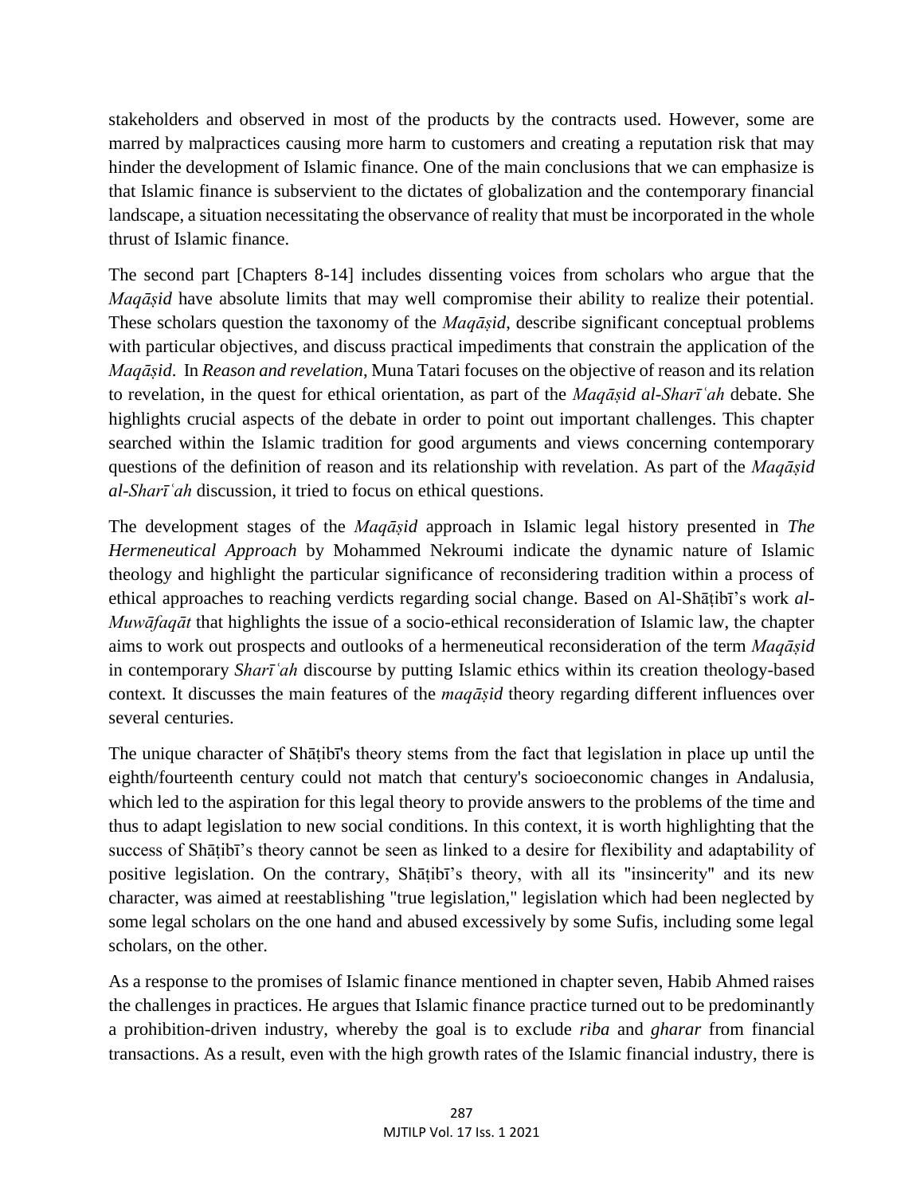stakeholders and observed in most of the products by the contracts used. However, some are marred by malpractices causing more harm to customers and creating a reputation risk that may hinder the development of Islamic finance. One of the main conclusions that we can emphasize is that Islamic finance is subservient to the dictates of globalization and the contemporary financial landscape, a situation necessitating the observance of reality that must be incorporated in the whole thrust of Islamic finance.

The second part [Chapters 8-14] includes dissenting voices from scholars who argue that the *Maqāṣid* have absolute limits that may well compromise their ability to realize their potential. These scholars question the taxonomy of the *Maqāṣid*, describe significant conceptual problems with particular objectives, and discuss practical impediments that constrain the application of the *Maqāṣid*. In *Reason and revelation*, Muna Tatari focuses on the objective of reason and its relation to revelation, in the quest for ethical orientation, as part of the *Maqāṣid al-Sharīʿah* debate. She highlights crucial aspects of the debate in order to point out important challenges. This chapter searched within the Islamic tradition for good arguments and views concerning contemporary questions of the definition of reason and its relationship with revelation. As part of the *Maqāṣid al-Sharīʿah* discussion, it tried to focus on ethical questions.

The development stages of the *Maqāṣid* approach in Islamic legal history presented in *The Hermeneutical Approach* by Mohammed Nekroumi indicate the dynamic nature of Islamic theology and highlight the particular significance of reconsidering tradition within a process of ethical approaches to reaching verdicts regarding social change. Based on Al-Shāṭibī's work *al-Muwāfaqāt* that highlights the issue of a socio-ethical reconsideration of Islamic law, the chapter aims to work out prospects and outlooks of a hermeneutical reconsideration of the term *Maqāṣid* in contemporary *Sharīʿah* discourse by putting Islamic ethics within its creation theology-based context. It discusses the main features of the *maqāṣid* theory regarding different influences over several centuries.

The unique character of Shāṭibī's theory stems from the fact that legislation in place up until the eighth/fourteenth century could not match that century's socioeconomic changes in Andalusia, which led to the aspiration for this legal theory to provide answers to the problems of the time and thus to adapt legislation to new social conditions. In this context, it is worth highlighting that the success of Shāṭibī's theory cannot be seen as linked to a desire for flexibility and adaptability of positive legislation. On the contrary, Shāṭibī's theory, with all its "insincerity" and its new character, was aimed at reestablishing "true legislation," legislation which had been neglected by some legal scholars on the one hand and abused excessively by some Sufis, including some legal scholars, on the other.

As a response to the promises of Islamic finance mentioned in chapter seven, Habib Ahmed raises the challenges in practices. He argues that Islamic finance practice turned out to be predominantly a prohibition-driven industry, whereby the goal is to exclude *riba* and *gharar* from financial transactions. As a result, even with the high growth rates of the Islamic financial industry, there is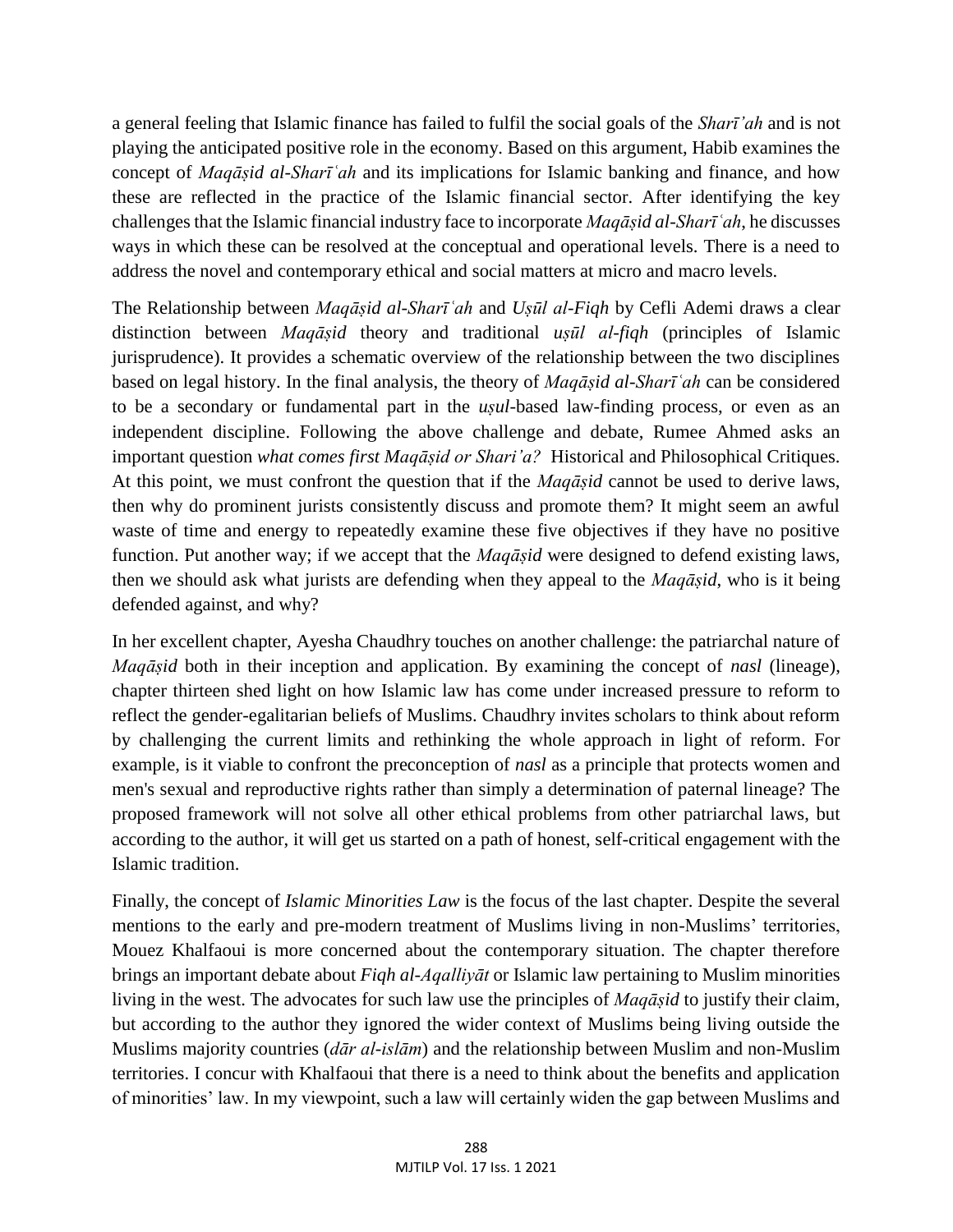a general feeling that Islamic finance has failed to fulfil the social goals of the *Sharī'ah* and is not playing the anticipated positive role in the economy. Based on this argument, Habib examines the concept of *Maqāṣid al-Sharīʿah* and its implications for Islamic banking and finance, and how these are reflected in the practice of the Islamic financial sector. After identifying the key challenges that the Islamic financial industry face to incorporate *Maqāṣid al-Sharīʿah*, he discusses ways in which these can be resolved at the conceptual and operational levels. There is a need to address the novel and contemporary ethical and social matters at micro and macro levels.

The Relationship between *Maqāṣid al-Sharīʿah* and *Uṣūl al-Fiqh* by Cefli Ademi draws a clear distinction between *Maqāṣid* theory and traditional *uṣūl al-fiqh* (principles of Islamic jurisprudence). It provides a schematic overview of the relationship between the two disciplines based on legal history. In the final analysis, the theory of *Maqāṣid al-Sharīʿah* can be considered to be a secondary or fundamental part in the *uṣul*-based law-finding process, or even as an independent discipline. Following the above challenge and debate, Rumee Ahmed asks an important question *what comes first Maqāṣid or Shari'a?* Historical and Philosophical Critiques. At this point, we must confront the question that if the *Maqāṣid* cannot be used to derive laws, then why do prominent jurists consistently discuss and promote them? It might seem an awful waste of time and energy to repeatedly examine these five objectives if they have no positive function. Put another way; if we accept that the *Maqāṣid* were designed to defend existing laws, then we should ask what jurists are defending when they appeal to the *Maqāṣid*, who is it being defended against, and why?

In her excellent chapter, Ayesha Chaudhry touches on another challenge: the patriarchal nature of *Maqāṣid* both in their inception and application. By examining the concept of *nasl* (lineage), chapter thirteen shed light on how Islamic law has come under increased pressure to reform to reflect the gender-egalitarian beliefs of Muslims. Chaudhry invites scholars to think about reform by challenging the current limits and rethinking the whole approach in light of reform. For example, is it viable to confront the preconception of *nasl* as a principle that protects women and men's sexual and reproductive rights rather than simply a determination of paternal lineage? The proposed framework will not solve all other ethical problems from other patriarchal laws, but according to the author, it will get us started on a path of honest, self-critical engagement with the Islamic tradition.

Finally, the concept of *Islamic Minorities Law* is the focus of the last chapter. Despite the several mentions to the early and pre-modern treatment of Muslims living in non-Muslims' territories, Mouez Khalfaoui is more concerned about the contemporary situation. The chapter therefore brings an important debate about *Fiqh al-Aqalliyāt* or Islamic law pertaining to Muslim minorities living in the west. The advocates for such law use the principles of *Maqāṣid* to justify their claim, but according to the author they ignored the wider context of Muslims being living outside the Muslims majority countries (*dār al-islām*) and the relationship between Muslim and non-Muslim territories. I concur with Khalfaoui that there is a need to think about the benefits and application of minorities' law. In my viewpoint, such a law will certainly widen the gap between Muslims and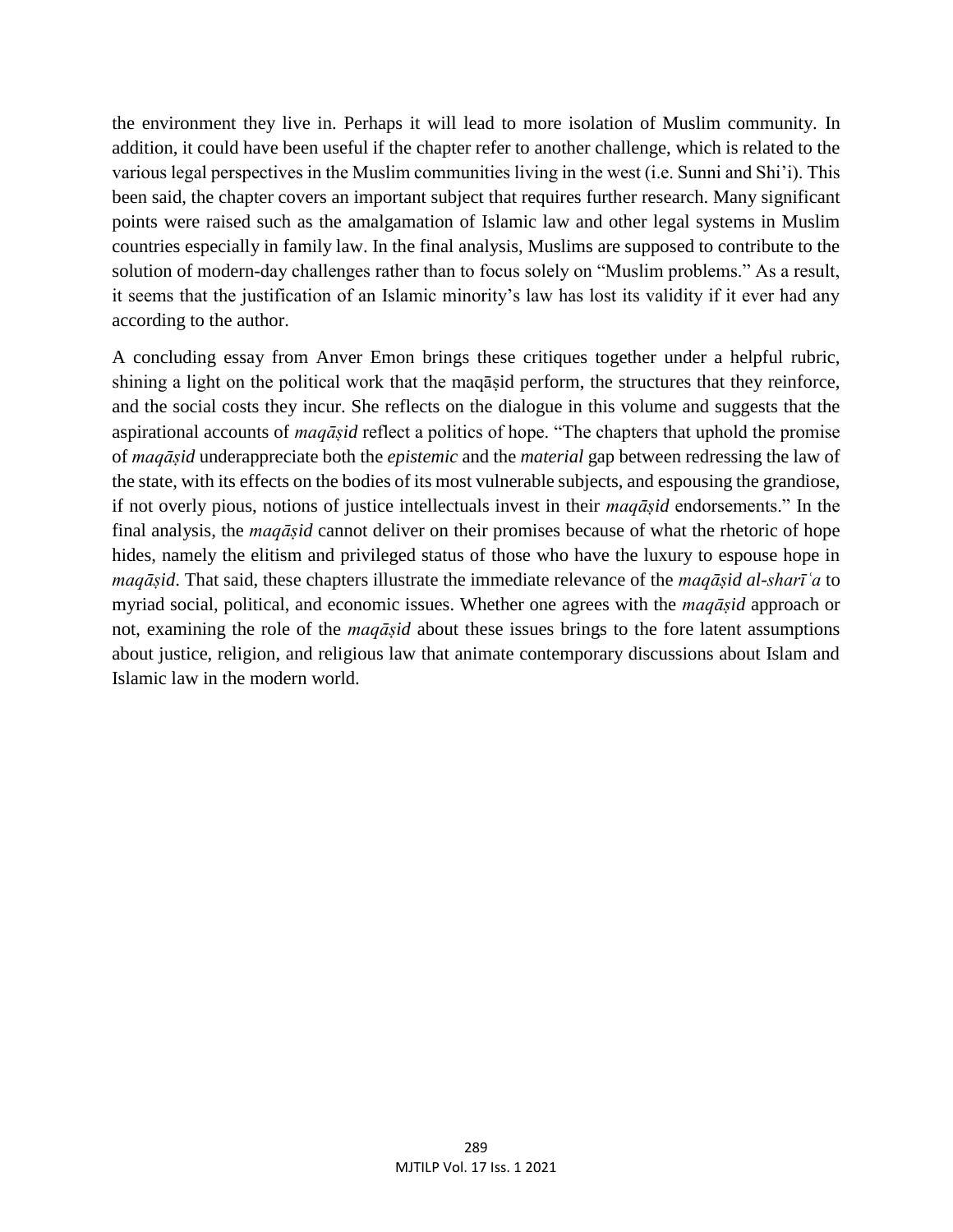the environment they live in. Perhaps it will lead to more isolation of Muslim community. In addition, it could have been useful if the chapter refer to another challenge, which is related to the various legal perspectives in the Muslim communities living in the west (i.e. Sunni and Shi'i). This been said, the chapter covers an important subject that requires further research. Many significant points were raised such as the amalgamation of Islamic law and other legal systems in Muslim countries especially in family law. In the final analysis, Muslims are supposed to contribute to the solution of modern-day challenges rather than to focus solely on "Muslim problems." As a result, it seems that the justification of an Islamic minority's law has lost its validity if it ever had any according to the author.

A concluding essay from Anver Emon brings these critiques together under a helpful rubric, shining a light on the political work that the maqāṣid perform, the structures that they reinforce, and the social costs they incur. She reflects on the dialogue in this volume and suggests that the aspirational accounts of *maqāṣid* reflect a politics of hope. "The chapters that uphold the promise of *maqāṣid* underappreciate both the *epistemic* and the *material* gap between redressing the law of the state, with its effects on the bodies of its most vulnerable subjects, and espousing the grandiose, if not overly pious, notions of justice intellectuals invest in their *maqāṣid* endorsements." In the final analysis, the *maqāṣid* cannot deliver on their promises because of what the rhetoric of hope hides, namely the elitism and privileged status of those who have the luxury to espouse hope in *maqāṣid*. That said, these chapters illustrate the immediate relevance of the *maqāṣid al-sharīʿa* to myriad social, political, and economic issues. Whether one agrees with the *maqāṣid* approach or not, examining the role of the *maqāṣid* about these issues brings to the fore latent assumptions about justice, religion, and religious law that animate contemporary discussions about Islam and Islamic law in the modern world.